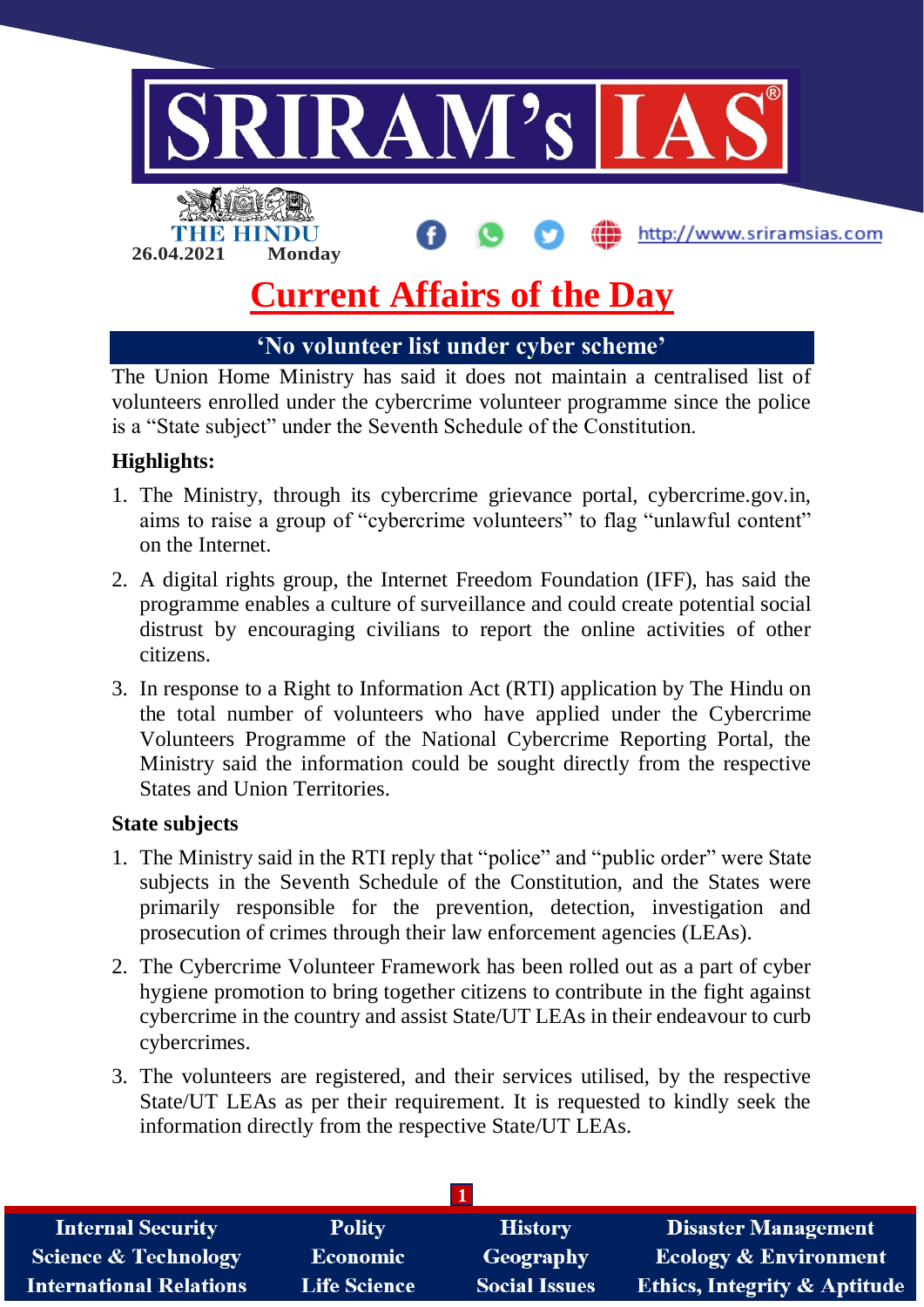THE HINDU

26.04.2021 Monday

# Current Affairs of the Day

## 'No volunteer list under cyber scheme'

The Union Home Ministry has said it does not maintain a centralised list of volunteers enrolled under the cybercrime volunteer programme since the police is a "State subject" under the Seventh Schedule of the Constitution.

**Highlights:**

1. The Ministry, through its cybercrime grievance portal, cybercrime.gov.in, aims to raise a group of "cybercrime volunteers" to flag "unlawful content" on the Internet.
2. A digital rights group, the Internet Freedom Foundation (IFF), has said the programme enables a culture of surveillance and could create potential social distrust by encouraging civilians to report the online activities of other citizens.
3. In response to a Right to Information Act (RTI) application by The Hindu on the total number of volunteers who have applied under the Cybercrime Volunteers Programme of the National Cybercrime Reporting Portal, the Ministry said the information could be sought directly from the respective States and Union Territories.

**State subjects**

1. The Ministry said in the RTI reply that "police" and "public order" were State subjects in the Seventh Schedule of the Constitution, and the States were primarily responsible for the prevention, detection, investigation and prosecution of crimes through their law enforcement agencies (LEAs).
2. The Cybercrime Volunteer Framework has been rolled out as a part of cyber hygiene promotion to bring together citizens to contribute in the fight against cybercrime in the country and assist State/UT LEAs in their endeavour to curb cybercrimes.
3. The volunteers are registered, and their services utilised, by the respective State/UT LEAs as per their requirement. It is requested to kindly seek the information directly from the respective State/UT LEAs.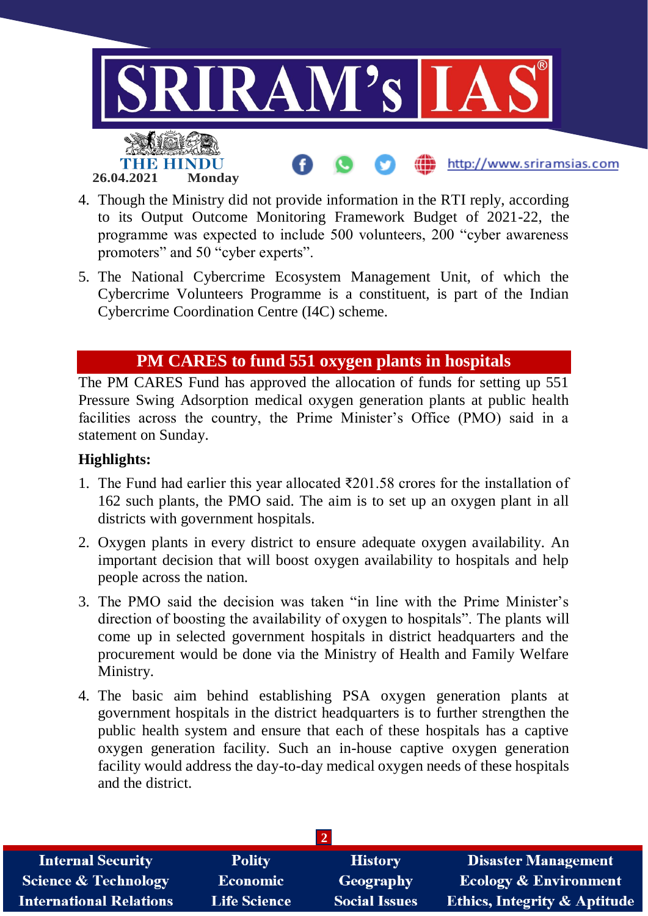4. Though the Ministry did not provide information in the RTI reply, according to its Output Outcome Monitoring Framework Budget of 2021-22, the programme was expected to include 500 volunteers, 200 "cyber awareness promoters" and 50 "cyber experts".
5. The National Cybercrime Ecosystem Management Unit, of which the Cybercrime Volunteers Programme is a constituent, is part of the Indian Cybercrime Coordination Centre (I4C) scheme.

## PM CARES to fund 551 oxygen plants in hospitals

The PM CARES Fund has approved the allocation of funds for setting up 551 Pressure Swing Adsorption medical oxygen generation plants at public health facilities across the country, the Prime Minister's Office (PMO) said in a statement on Sunday.

**Highlights:**

1. The Fund had earlier this year allocated ₹201.58 crores for the installation of 162 such plants, the PMO said. The aim is to set up an oxygen plant in all districts with government hospitals.
2. Oxygen plants in every district to ensure adequate oxygen availability. An important decision that will boost oxygen availability to hospitals and help people across the nation.
3. The PMO said the decision was taken "in line with the Prime Minister's direction of boosting the availability of oxygen to hospitals". The plants will come up in selected government hospitals in district headquarters and the procurement would be done via the Ministry of Health and Family Welfare Ministry.
4. The basic aim behind establishing PSA oxygen generation plants at government hospitals in the district headquarters is to further strengthen the public health system and ensure that each of these hospitals has a captive oxygen generation facility. Such an in-house captive oxygen generation facility would address the day-to-day medical oxygen needs of these hospitals and the district.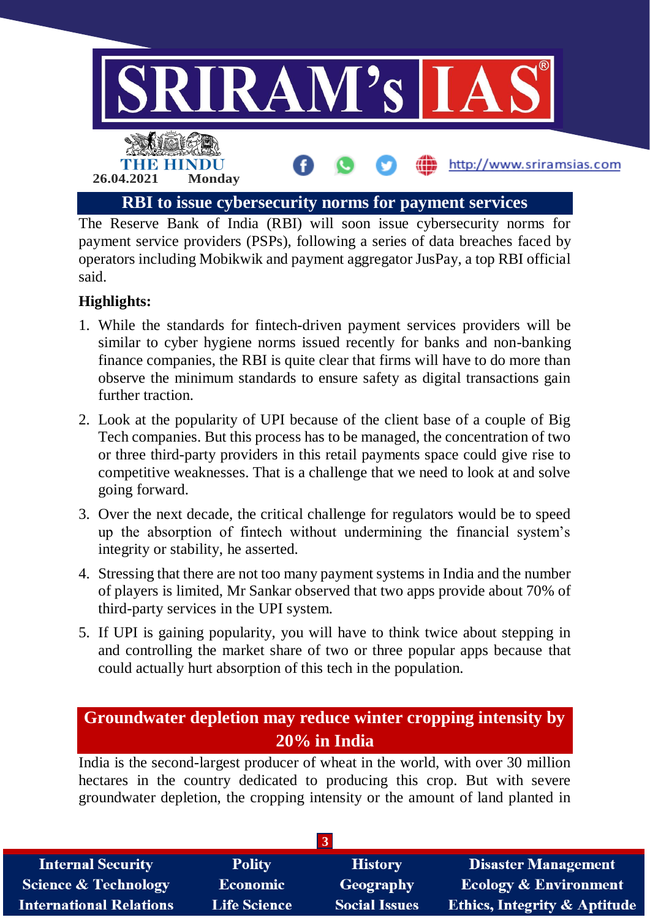## RBI to issue cybersecurity norms for payment services

The Reserve Bank of India (RBI) will soon issue cybersecurity norms for payment service providers (PSPs), following a series of data breaches faced by operators including Mobikwik and payment aggregator JusPay, a top RBI official said.

**Highlights:**

1. While the standards for fintech-driven payment services providers will be similar to cyber hygiene norms issued recently for banks and non-banking finance companies, the RBI is quite clear that firms will have to do more than observe the minimum standards to ensure safety as digital transactions gain further traction.
2. Look at the popularity of UPI because of the client base of a couple of Big Tech companies. But this process has to be managed, the concentration of two or three third-party providers in this retail payments space could give rise to competitive weaknesses. That is a challenge that we need to look at and solve going forward.
3. Over the next decade, the critical challenge for regulators would be to speed up the absorption of fintech without undermining the financial system's integrity or stability, he asserted.
4. Stressing that there are not too many payment systems in India and the number of players is limited, Mr Sankar observed that two apps provide about 70% of third-party services in the UPI system.
5. If UPI is gaining popularity, you will have to think twice about stepping in and controlling the market share of two or three popular apps because that could actually hurt absorption of this tech in the population.

## Groundwater depletion may reduce winter cropping intensity by 20% in India

India is the second-largest producer of wheat in the world, with over 30 million hectares in the country dedicated to producing this crop. But with severe groundwater depletion, the cropping intensity or the amount of land planted in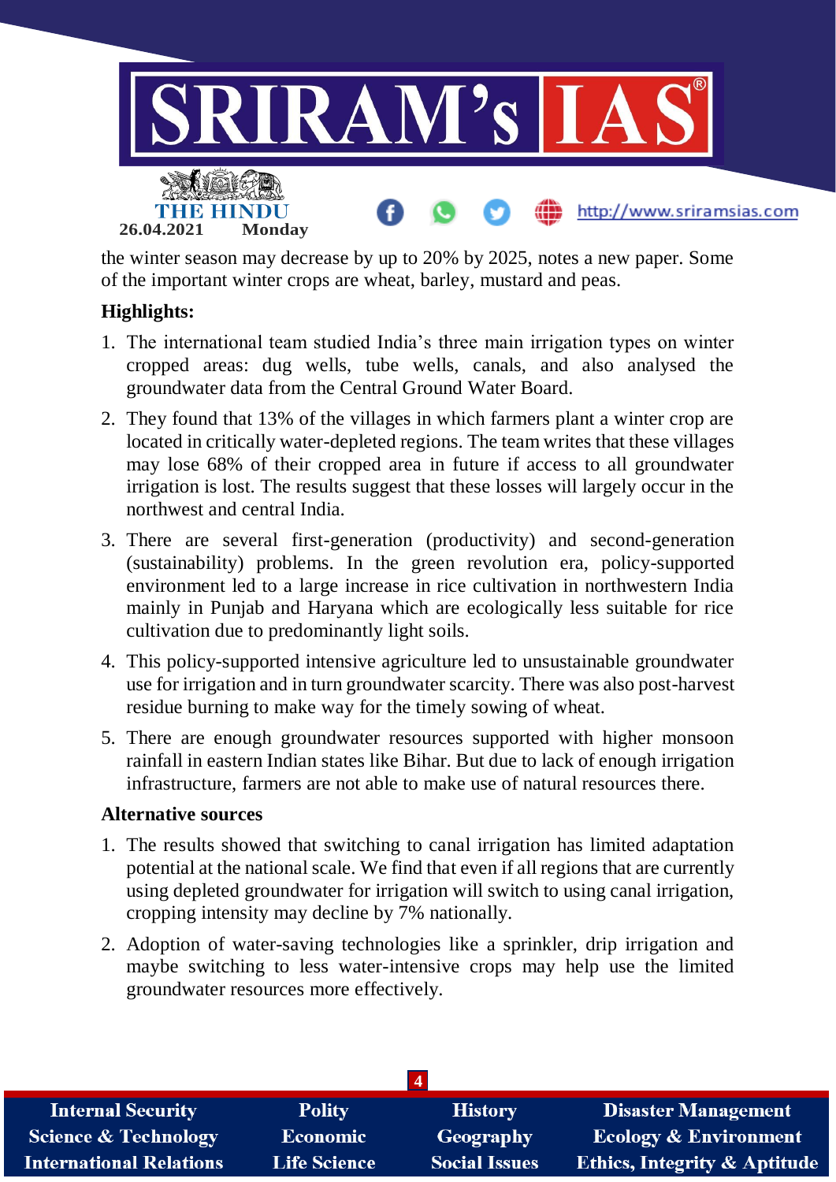the winter season may decrease by up to 20% by 2025, notes a new paper. Some of the important winter crops are wheat, barley, mustard and peas.

**Highlights:**

1. The international team studied India's three main irrigation types on winter cropped areas: dug wells, tube wells, canals, and also analysed the groundwater data from the Central Ground Water Board.
2. They found that 13% of the villages in which farmers plant a winter crop are located in critically water-depleted regions. The team writes that these villages may lose 68% of their cropped area in future if access to all groundwater irrigation is lost. The results suggest that these losses will largely occur in the northwest and central India.
3. There are several first-generation (productivity) and second-generation (sustainability) problems. In the green revolution era, policy-supported environment led to a large increase in rice cultivation in northwestern India mainly in Punjab and Haryana which are ecologically less suitable for rice cultivation due to predominantly light soils.
4. This policy-supported intensive agriculture led to unsustainable groundwater use for irrigation and in turn groundwater scarcity. There was also post-harvest residue burning to make way for the timely sowing of wheat.
5. There are enough groundwater resources supported with higher monsoon rainfall in eastern Indian states like Bihar. But due to lack of enough irrigation infrastructure, farmers are not able to make use of natural resources there.

**Alternative sources**

1. The results showed that switching to canal irrigation has limited adaptation potential at the national scale. We find that even if all regions that are currently using depleted groundwater for irrigation will switch to using canal irrigation, cropping intensity may decline by 7% nationally.
2. Adoption of water-saving technologies like a sprinkler, drip irrigation and maybe switching to less water-intensive crops may help use the limited groundwater resources more effectively.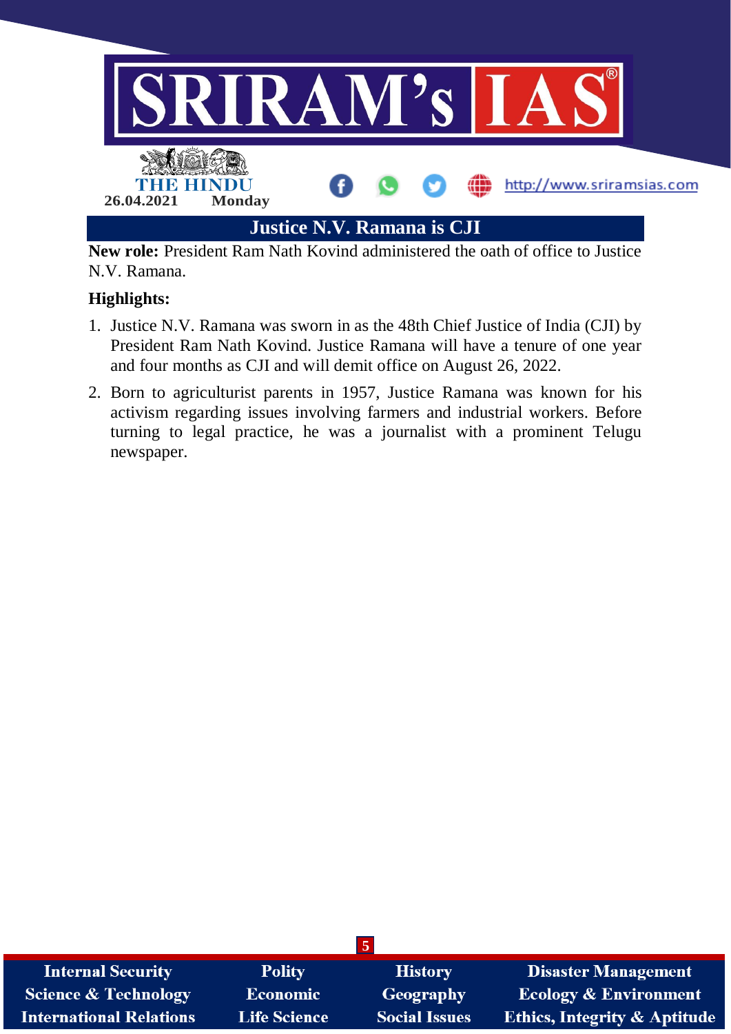## Justice N.V. Ramana is CJI

**New role:** President Ram Nath Kovind administered the oath of office to Justice N.V. Ramana.

**Highlights:**

1. Justice N.V. Ramana was sworn in as the 48th Chief Justice of India (CJI) by President Ram Nath Kovind. Justice Ramana will have a tenure of one year and four months as CJI and will demit office on August 26, 2022.
2. Born to agriculturist parents in 1957, Justice Ramana was known for his activism regarding issues involving farmers and industrial workers. Before turning to legal practice, he was a journalist with a prominent Telugu newspaper.